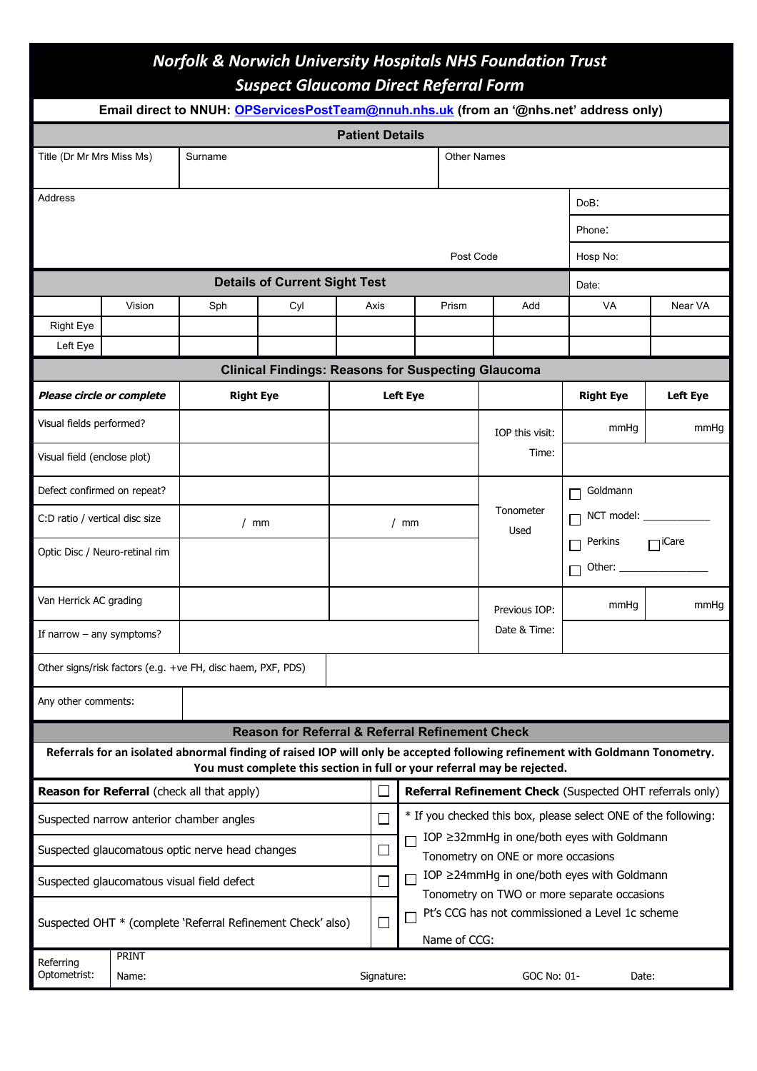# Norfolk & Norwich University Hospitals NHS Foundation Trust
## Suspect Glaucoma Direct Referral Form

**Email direct to NNUH: OPServicesPostTeam@nnuh.nhs.uk (from an '@nhs.net' address only)**

### Patient Details

| Title (Dr Mr Mrs Miss Ms) | Surname | Other Names |
|---|---|---|
| | | |

| Address | |
|---|---|
| | DoB: |
| | Phone: |
| Post Code | Hosp No: |

### Details of Current Sight Test

Date:

| | Vision | Sph | Cyl | Axis | Prism | Add | VA | Near VA |
|---|---|---|---|---|---|---|---|---|
| Right Eye | | | | | | | | |
| Left Eye | | | | | | | | |

### Clinical Findings: Reasons for Suspecting Glaucoma

| *Please circle or complete* | **Right Eye** | **Left Eye** | | **Right Eye** | **Left Eye** |
|---|---|---|---|---|---|
| Visual fields performed? | | | IOP this visit: | mmHg | mmHg |
| Visual field (enclose plot) | | | Time: | | |
| Defect confirmed on repeat? | | | Tonometer Used | ☐ Goldmann | |
| C:D ratio / vertical disc size | / mm | / mm | | ☐ NCT model: ____________ | |
| Optic Disc / Neuro-retinal rim | | | | ☐ Perkins | ☐ iCare |
| | | | | ☐ Other: ________________ | |
| Van Herrick AC grading | | | Previous IOP: | mmHg | mmHg |
| If narrow – any symptoms? | | | Date & Time: | | |

Other signs/risk factors (e.g. +ve FH, disc haem, PXF, PDS):

Any other comments:

### Reason for Referral & Referral Refinement Check

**Referrals for an isolated abnormal finding of raised IOP will only be accepted following refinement with Goldmann Tonometry. You must complete this section in full or your referral may be rejected.**

| **Reason for Referral** (check all that apply) | ☐ | **Referral Refinement Check** (Suspected OHT referrals only) |
|---|---|---|
| Suspected narrow anterior chamber angles | ☐ | * If you checked this box, please select ONE of the following: |
| Suspected glaucomatous optic nerve head changes | ☐ | ☐ IOP ≥32mmHg in one/both eyes with Goldmann Tonometry on ONE or more occasions |
| Suspected glaucomatous visual field defect | ☐ | ☐ IOP ≥24mmHg in one/both eyes with Goldmann Tonometry on TWO or more separate occasions |
| Suspected OHT * (complete 'Referral Refinement Check' also) | ☐ | ☐ Pt's CCG has not commissioned a Level 1c scheme<br>Name of CCG: |

| Referring Optometrist: | PRINT Name: | Signature: | GOC No: 01- | Date: |
|---|---|---|---|---|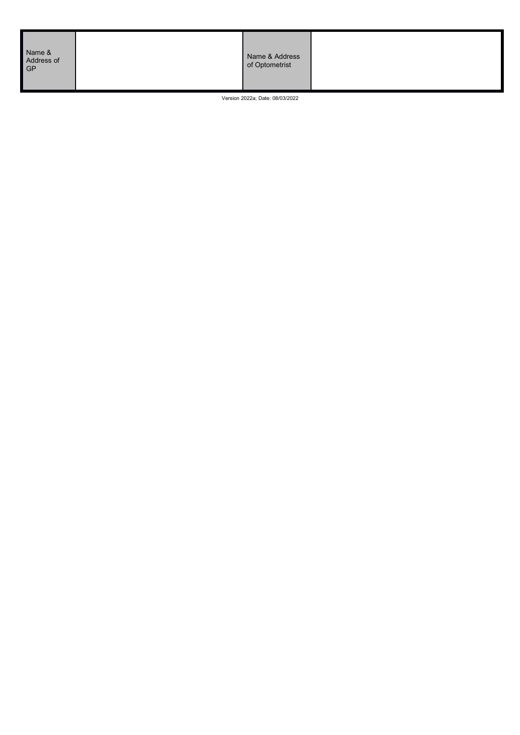| | | | |
|---|---|---|---|
| Name & Address of GP | | Name & Address of Optometrist | |

Version 2022a; Date: 08/03/2022